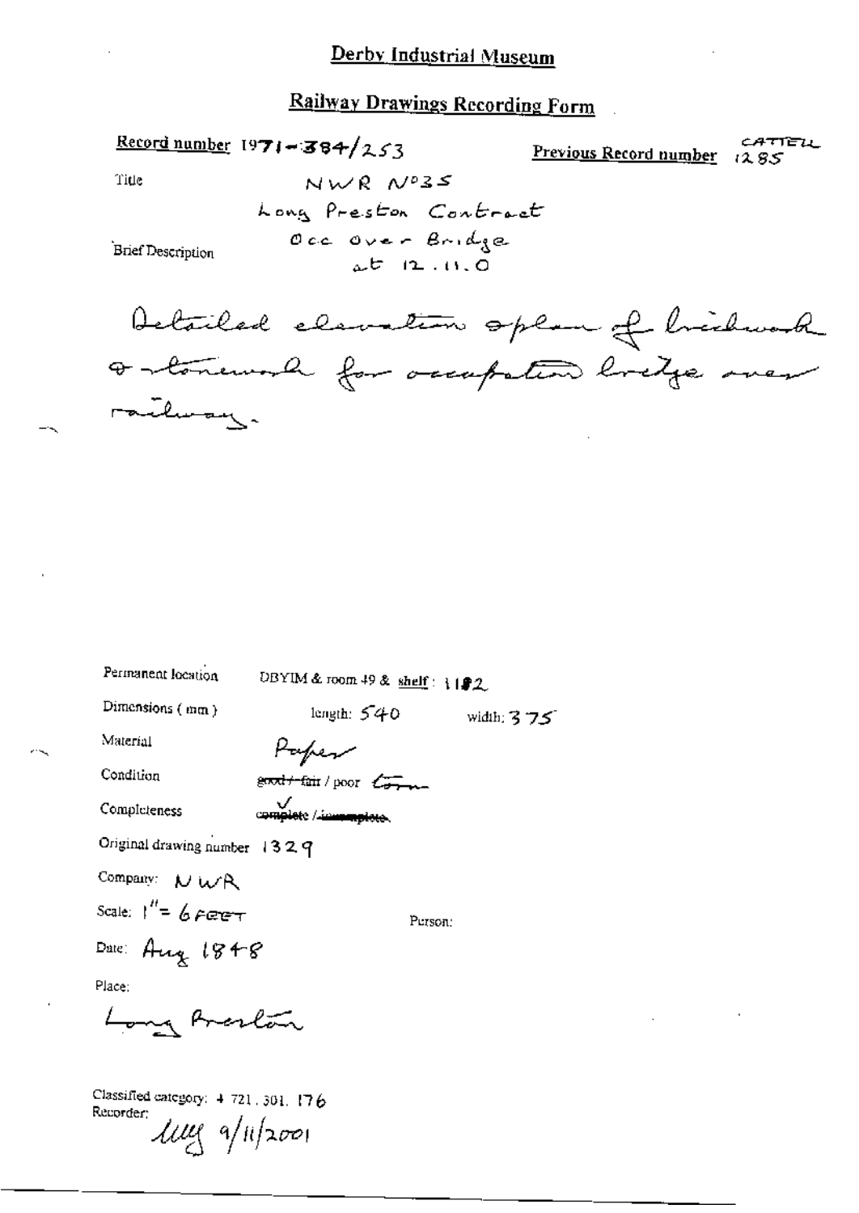# Derby Industrial Museum

## Railway Drawings Recording Form

**Record number** 1971-384/253

**Previous Record number** CATTELL 1285

Title

NWR No35
Long Preston Contract
Occ over Bridge
at 12.11.0

Brief Description

Detailed elevation & plan of brickwork & stonework for occupation bridge over railway.

Permanent location DBYIM & room 49 & **shelf**: 1182

Dimensions (mm) length: 540 width: 375

Material Paper

Condition ~~good / fair~~ / poor Torn

Completeness complete / ~~incomplete~~

Original drawing number 1329

Company: NWR

Scale: 1" = 6 FEET

Person:

Date: Aug 1848

Place:

Long Preston

Classified category: 4 721.301.176

Recorder: lllg 9/11/2001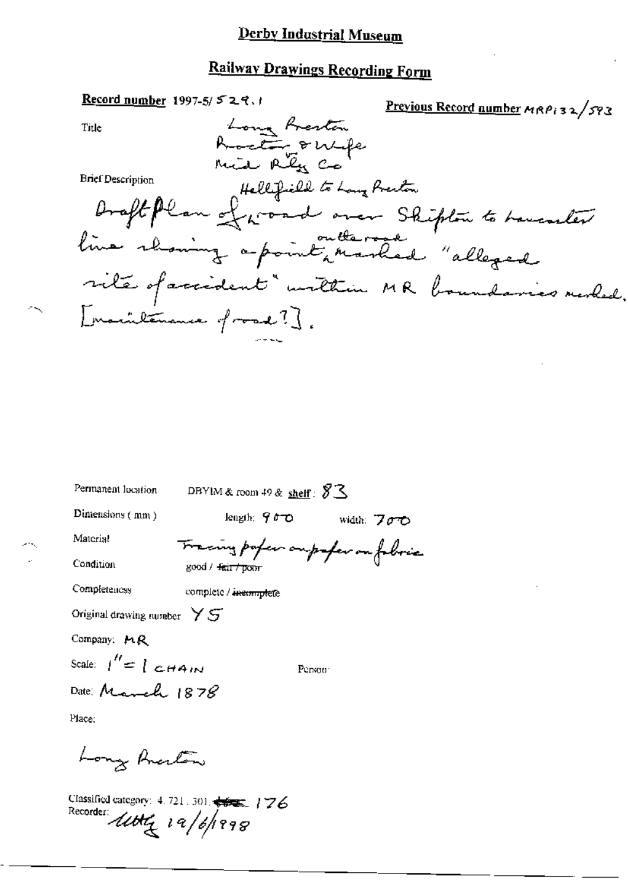# Derby Industrial Museum

## Railway Drawings Recording Form

**Record number** 1997-5/529.1

**Previous Record number** MRP132/593

Title: Long Preston Proctor & Wife Mid Rly Co

Brief Description: Hellifield to Long Preston

Draft plan of road over Skipton to Lancaster line showing a point on the road marked "alleged site of accident" within MR boundaries marked. [maintenance of road?].

Permanent location: DBYIM & room 49 & **shelf**: 83

Dimensions (mm): length: 900 width: 700

Material: Tracing paper on paper on fabric

Condition: good / ~~fair / poor~~

Completeness: complete / ~~incomplete~~

Original drawing number: YS

Company: MR

Scale: 1" = 1 CHAIN

Person:

Date: March 1878

Place:

Long Preston

Classified category: 4. 721. 301. ~~[illegible]~~ 176

Recorder: [illegible] 19/6/1998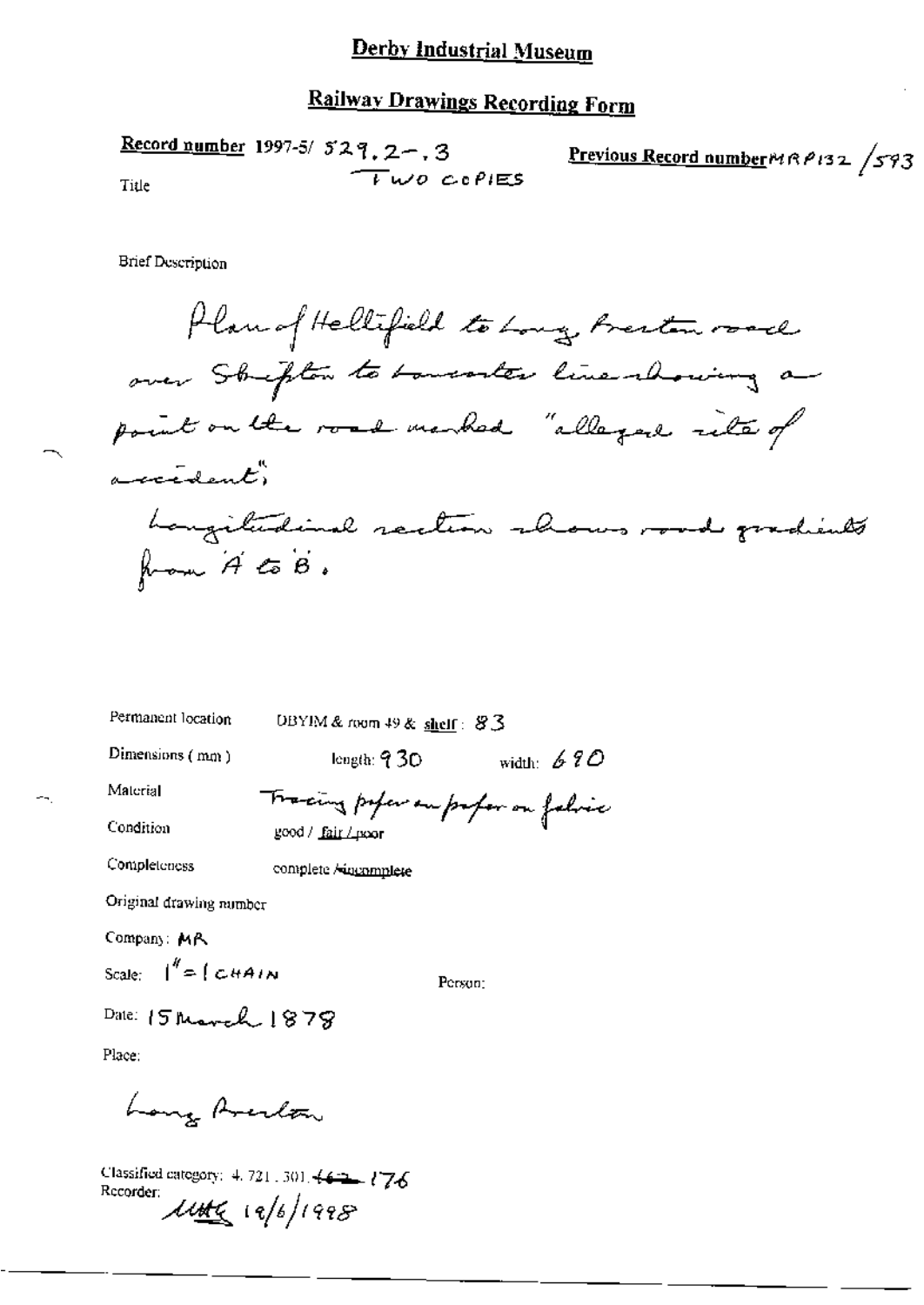# Derby Industrial Museum

## Railway Drawings Recording Form

**Record number** 1997-5/ 529.2-.3 TWO COPIES

**Previous Record number** MRP132 /593

Title

Brief Description

Plan of Hellifield to Long Preston road over Skipton to Lancaster line showing a point on the road marked "alleged site of accident".
Longitudinal section shows road gradients from 'A' to 'B'.

Permanent location: DBYIM & room 49 & shelf: 83

Dimensions (mm): length: 930 width: 690

Material: Tracing paper on paper on fabric

Condition: good / fair / poor

Completeness: complete / incomplete

Original drawing number

Company: MR

Scale: 1" = 1 CHAIN

Person:

Date: 15 March 1878

Place:

Long Preston

Classified category: 4.721.301.~~162~~ 176

Recorder: MMG 19/6/1998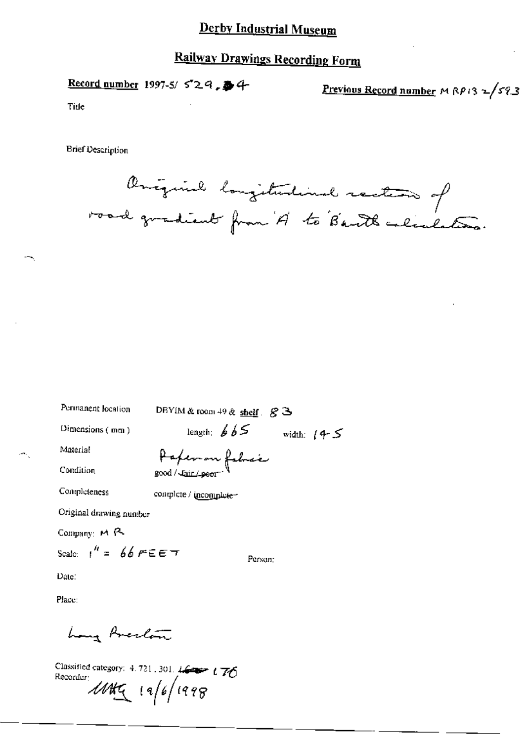# Derby Industrial Museum

## Railway Drawings Recording Form

**Record number** 1997-5/ 529, 4

**Previous Record number** MRP132/593

Title

Brief Description

Original longitudinal section of road gradient from 'A' to 'B' with calculations.

Permanent location: DBYIM & room 49 & shelf. 83

Dimensions (mm): length: 665 width: 145

Material: Paper on fabric

Condition: good / fair / poor

Completeness: complete / incomplete

Original drawing number

Company: MR

Scale: 1" = 66 FEET

Person:

Date:

Place:

Long Preston

Classified category: 4.721.301.176

Recorder: MHG 19/6/1998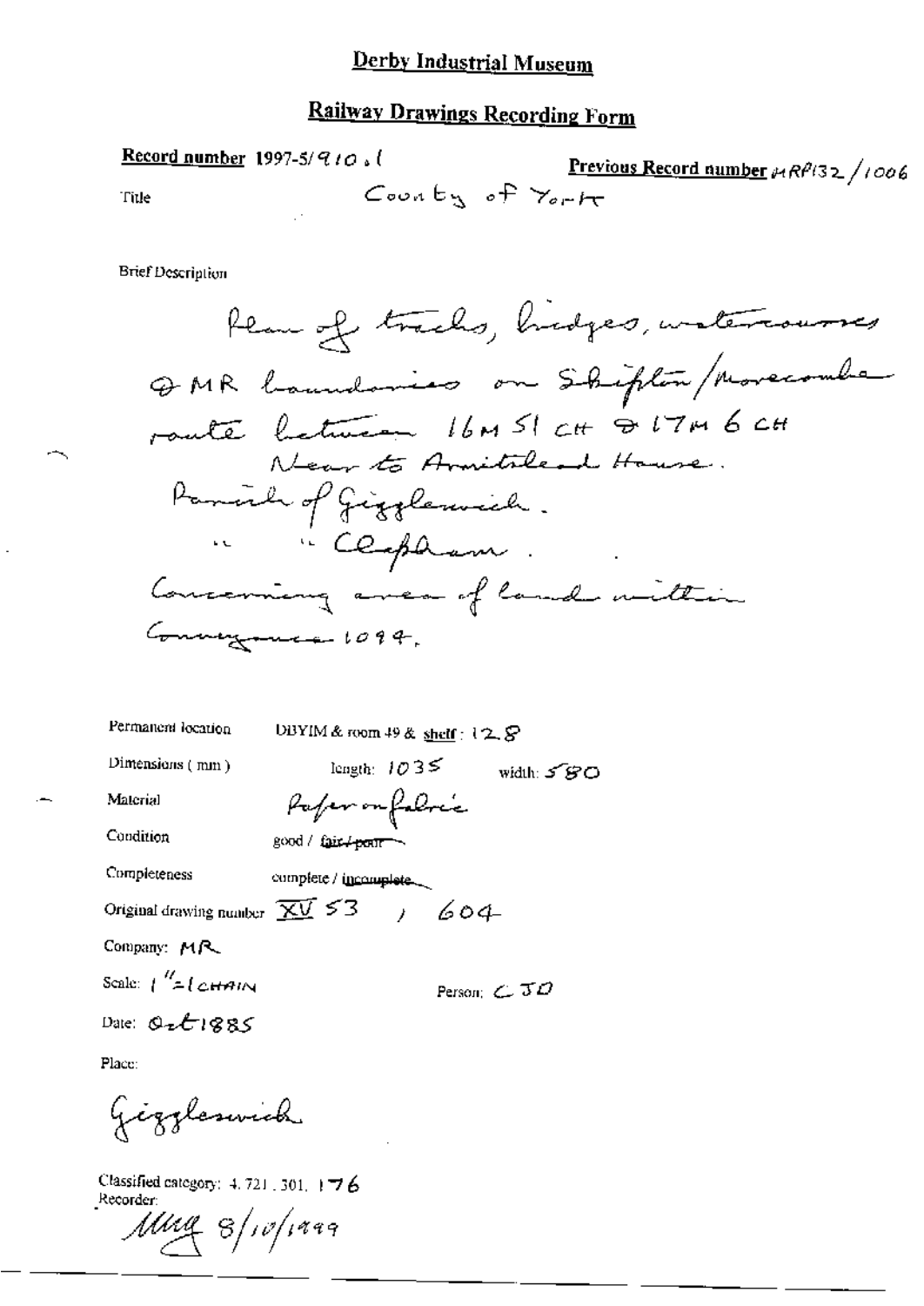# Derby Industrial Museum

## Railway Drawings Recording Form

**Record number** 1997-5/910.1

**Previous Record number** MRP132/1006

Title County of York

Brief Description

Plan of tracks, bridges, watercourses & MR boundaries on Skipton/Morecambe route between 16M 51 CH & 17M 6 CH Near to Armitstead House.
Parish of Giggleswick.
" " Clapham.
Concerning area of land within Conveyance 1094.

Permanent location DBYIM & room 49 & shelf: 12.8

Dimensions (mm) length: 1035 width: 580

Material Paper on fabric

Condition good / ~~fair / poor~~

Completeness complete / ~~incomplete~~

Original drawing number XV 53 , 604

Company: MR

Scale: 1" = 1 CHAIN

Person: CJD

Date: Oct 1885

Place:

Giggleswick

Classified category: 4.721.301.176

Recorder: MMG 8/10/1999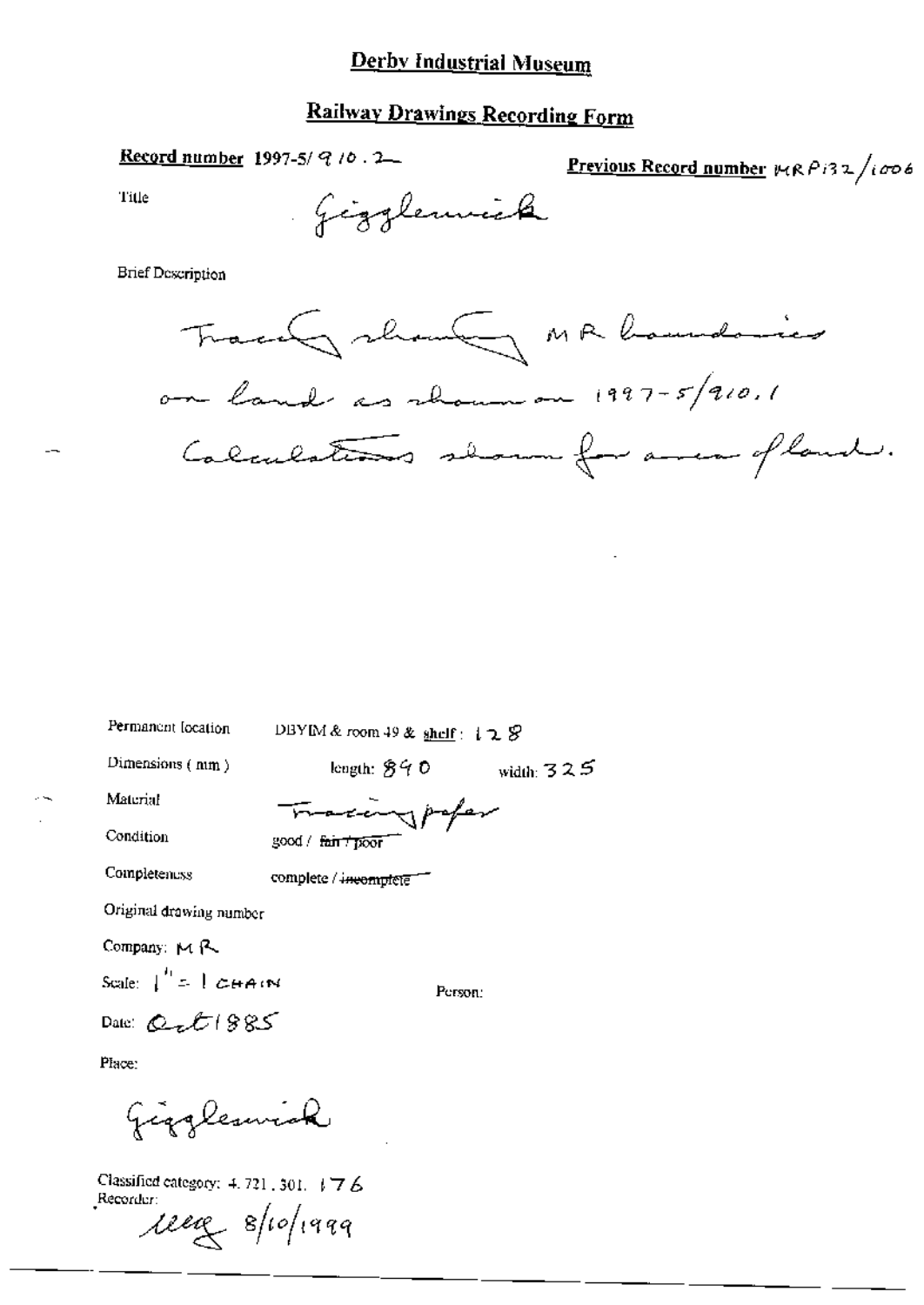# Derby Industrial Museum

## Railway Drawings Recording Form

**Record number** 1997-5/910.2

**Previous Record number** MRP132/1006

Title

Gigglewick

Brief Description

Tracing showing MR boundaries on land as shown on 1997-5/910.1 Calculations shown for area of land.

Permanent location DBYIM & room 49 & shelf: 128

Dimensions (mm) length: 840 width: 325

Material Tracing paper

Condition good / ~~fair / poor~~

Completeness complete / ~~incomplete~~

Original drawing number

Company: MR

Scale: 1" = 1 CHAIN

Person:

Date: Oct 1885

Place:

Gigglewick

Classified category: 4.721.301.176

Recorder:

[signature] 8/10/1999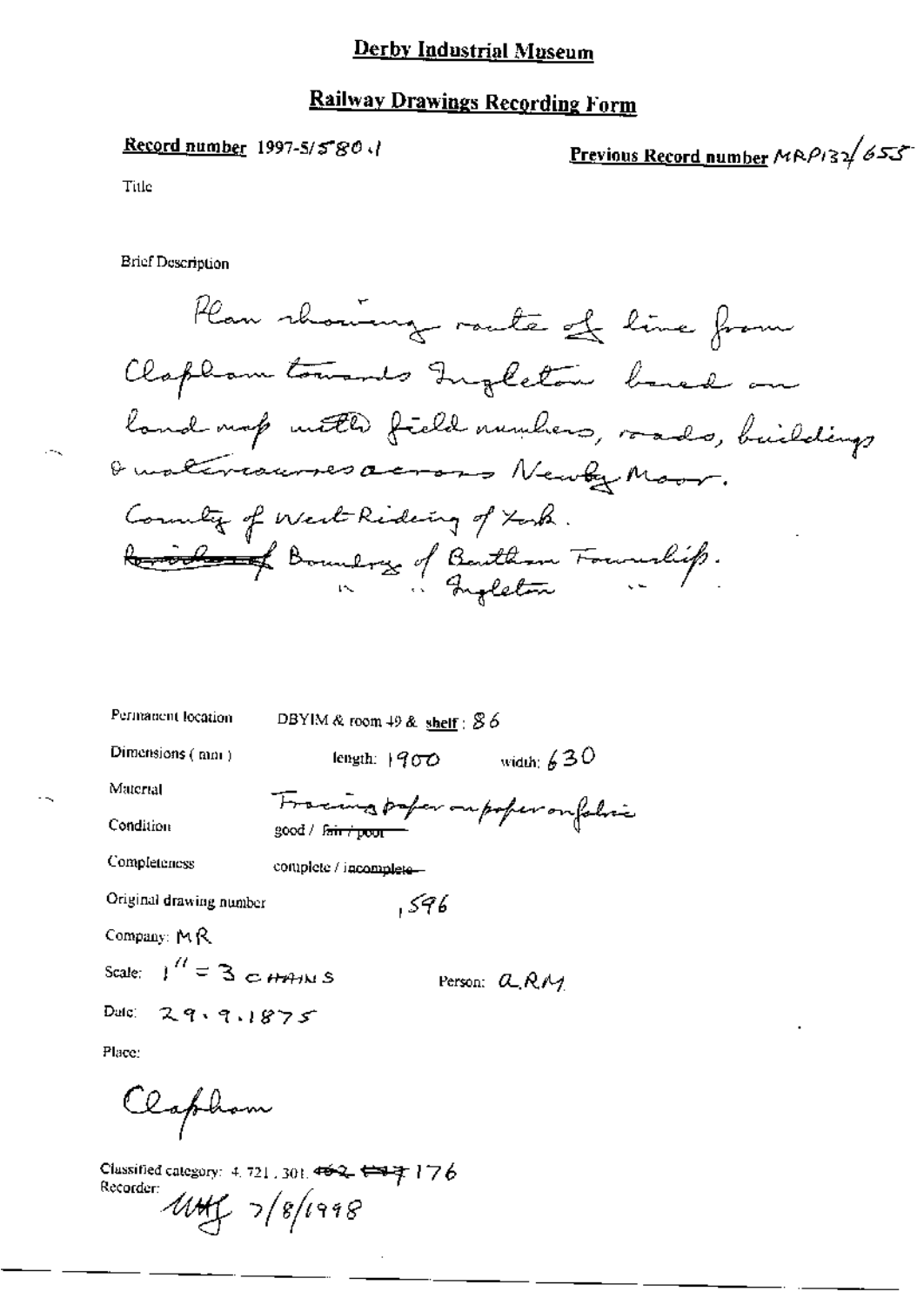# Derby Industrial Museum

## Railway Drawings Recording Form

**Record number** 1997-5/580.1

**Previous Record number** MRP132/655

Title

Brief Description

Plan showing route of line from Clapham towards Ingleton based on land map with field numbers, roads, buildings & watercourses across Newby Moor.
County of West Riding of York.
~~Boundary~~ of Boundary of Bentham Township.
" " Ingleton "

Permanent location: DBYIM & room 49 & shelf: 86

Dimensions (mm): length: 1900 width: 630

Material: Tracing paper on paper on fabric

Condition: good / ~~fair / poor~~

Completeness: complete / ~~incomplete~~

Original drawing number: 596

Company: MR

Scale: 1" = 3 CHAINS

Person: ARM

Date: 29.9.1875

Place:

Clapham

Classified category: 4.721.301. ~~402~~ ~~137~~ 176

Recorder: MHJ 7/8/1998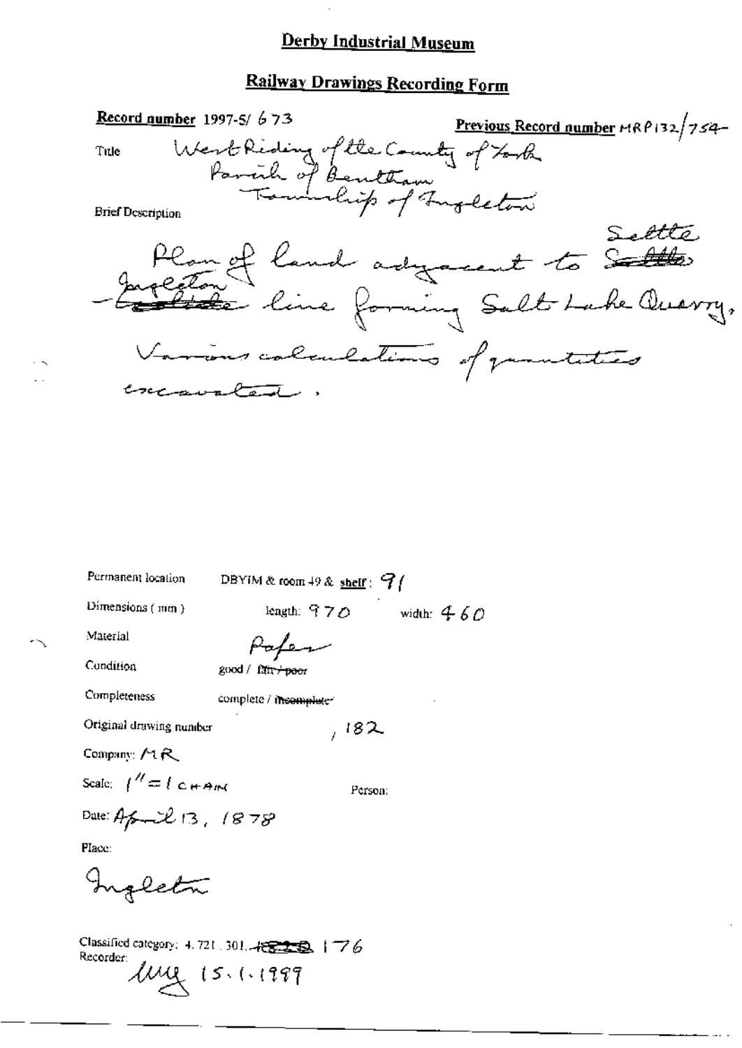# Derby Industrial Museum

## Railway Drawings Recording Form

**Record number** 1997-5/ 673

**Previous Record number** MRP132/754

Title: West Riding of the County of York
Parish of Bentham
Township of Ingleton

Brief Description

Plan of land adjacent to ~~Settle~~ Settle
~~Carlisle~~ Ingleton line forming Salt Lake Quarry,
Various calculations of quantities
excavated.

Permanent location: DBYIM & room 49 & shelf: 91

Dimensions (mm): length: 970 width: 460

Material: Paper

Condition: good / ~~fair / poor~~

Completeness: complete / ~~incomplete~~

Original drawing number: , 182

Company: MR

Scale: 1" = 1 CHAIN

Person:

Date: April 13, 1878

Place:

Ingleton

Classified category: 4.721.301. ~~[illegible]~~ 176

Recorder: [initials] 15.1.1999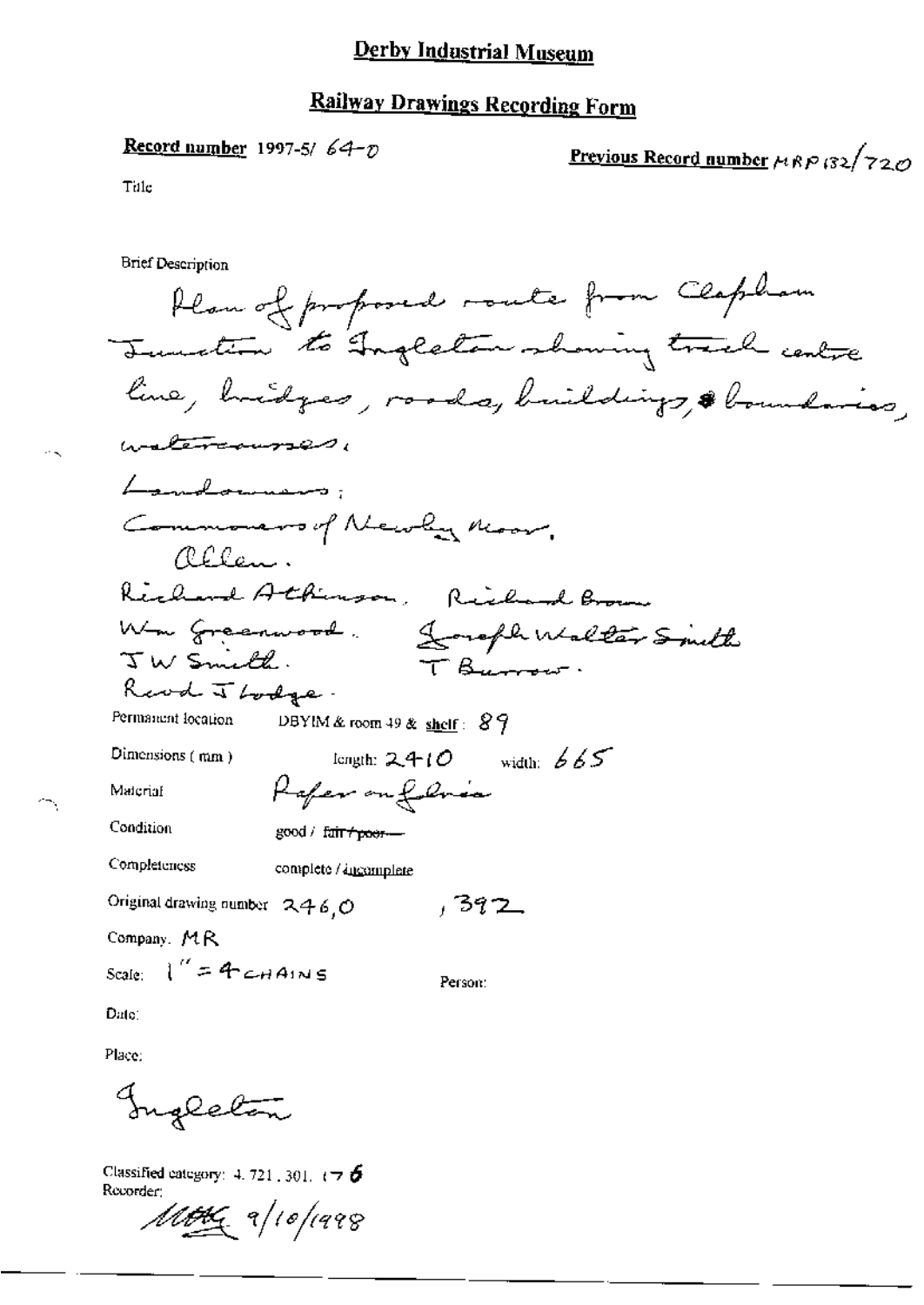# Derby Industrial Museum

## Railway Drawings Recording Form

**Record number** 1997-5/ 64-D

**Previous Record number** MRP132/720

Title

Brief Description

Plan of proposed route from Clapham Junction to Ingleton showing track centre line, bridges, roads, buildings, boundaries, watercourses.

Landowners;

Commoners of Newby Moor.

Allen.

Richard Atkinson. Richard Brown

Wm Greenwood. Joseph Walter Smith

J W Smith. T Burrow.

Revd J Lodge.

Permanent location DBYIM & room 49 & shelf: 89

Dimensions (mm) length: 2410 width: 665

Material Paper on fabric

Condition good / ~~fair / poor~~

Completeness complete / incomplete

Original drawing number 246,0 , 392

Company: MR

Scale: 1" = 4 CHAINS

Person:

Date:

Place:

Ingleton

Classified category: 4. 721. 301. 176

Recorder:

MOHG 9/10/1998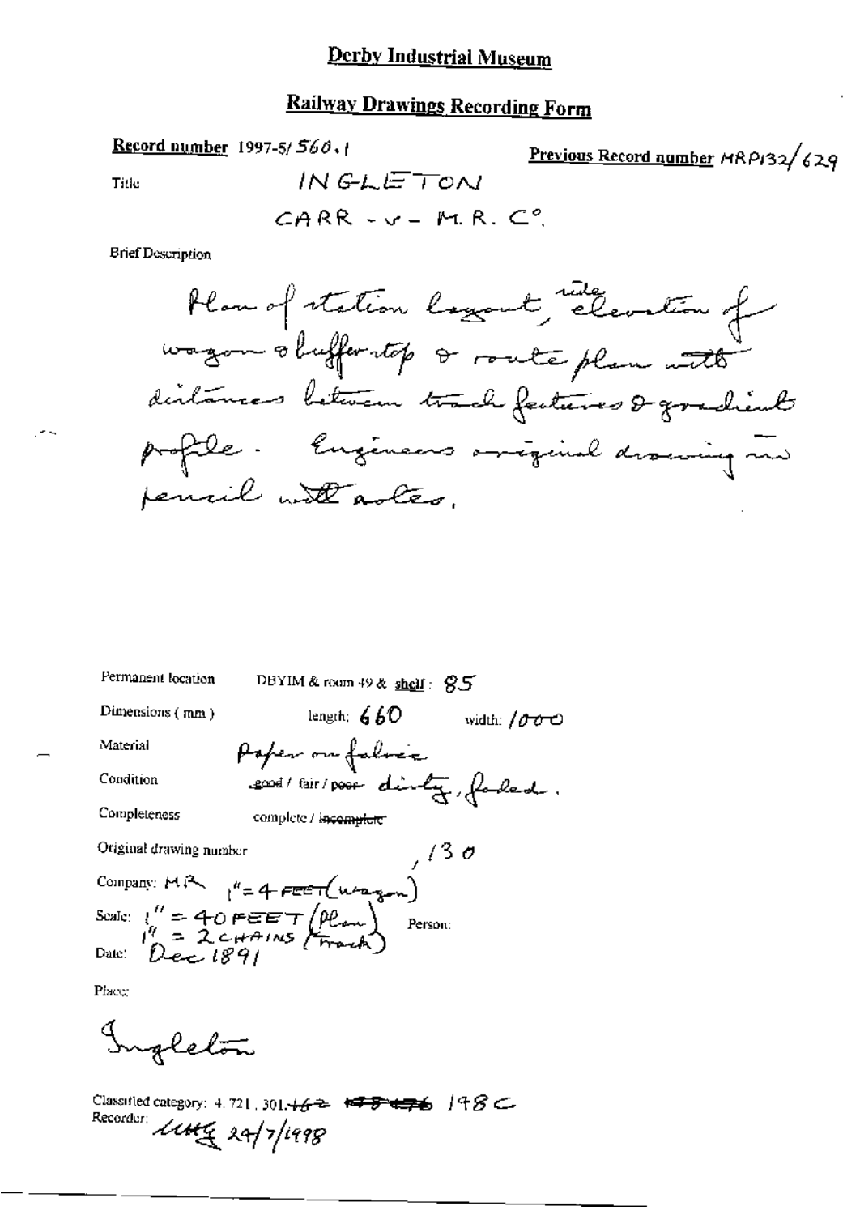# Derby Industrial Museum

## Railway Drawings Recording Form

**Record number** 1997-5/ 560.1

**Previous Record number** MRP132/629

Title INGLETON

CARR - v - M.R. C°.

Brief Description

Plan of station layout, side elevation of wagon & buffer stop & route plan with distances between track features & gradient profile. Engineers original drawing in pencil with notes.

Permanent location DBYIM & room 49 & shelf: 85

Dimensions (mm) length: 660 width: 1000

Material Paper on fabric

Condition good / fair / ~~poor~~ dirty, faded.

Completeness complete / ~~incomplete~~

Original drawing number , 130

Company: MR

Scale: 1" = 4 FEET (wagon)
1" = 40 FEET (Plan)
1" = 2 CHAINS (Track)

Person:

Date: Dec 1891

Place:

Ingleton

Classified category: 4.721, 301.~~162~~ ~~~~ 198C

Recorder: ~~~~ 24/7/1998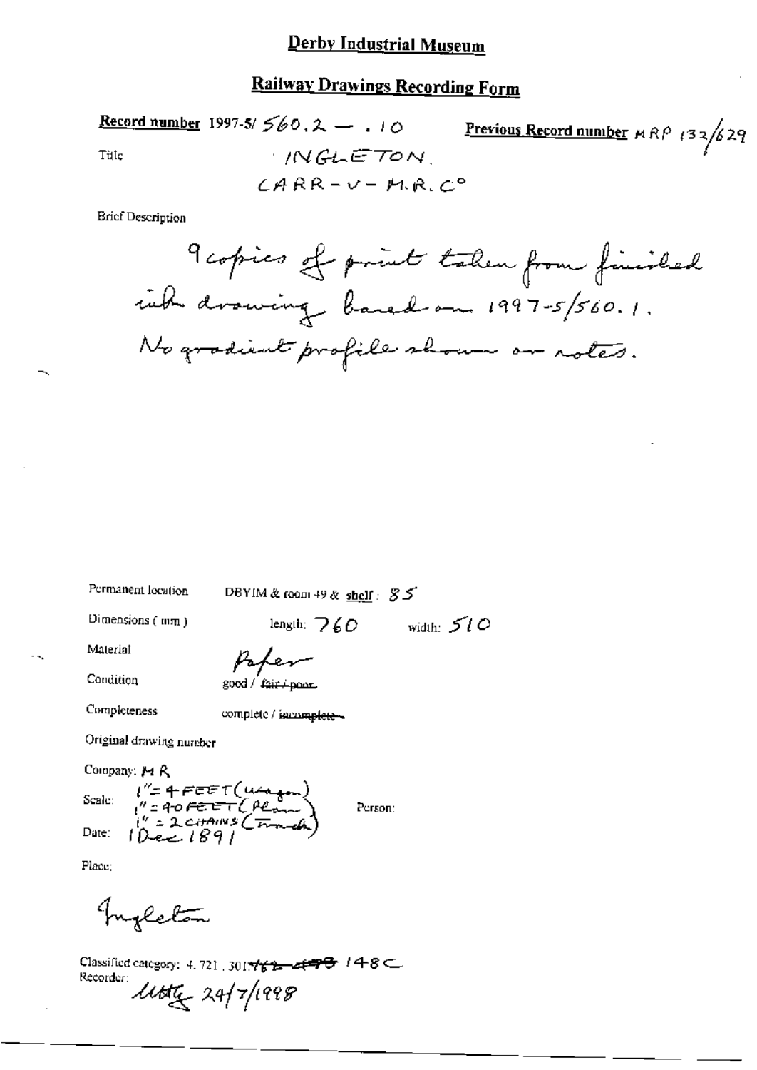# Derby Industrial Museum

## Railway Drawings Recording Form

**Record number** 1997-5/ 560.2 — .10

**Previous Record number** MRP 132/629

Title INGLETON. CARR-V-M.R.C°

Brief Description

9 copies of print taken from finished ink drawing based on 1997-5/560.1. No gradient profile shown on notes.

Permanent location DBYIM & room 49 & **shelf**: 85

Dimensions (mm) length: 760 width: 510

Material Paper

Condition good / ~~fair / poor~~

Completeness complete / ~~incomplete~~

Original drawing number

Company: M R

Scale: 1" = 4 FEET (wagon)
1" = 40 FEET (Plan)
1" = 2 CHAINS (Trench)

Person:

Date: 1 Dec 1891

Place:

Ingleton

Classified category: 4.721.301.~~162~~ ~~499~~ 148C

Recorder: USty 24/7/1998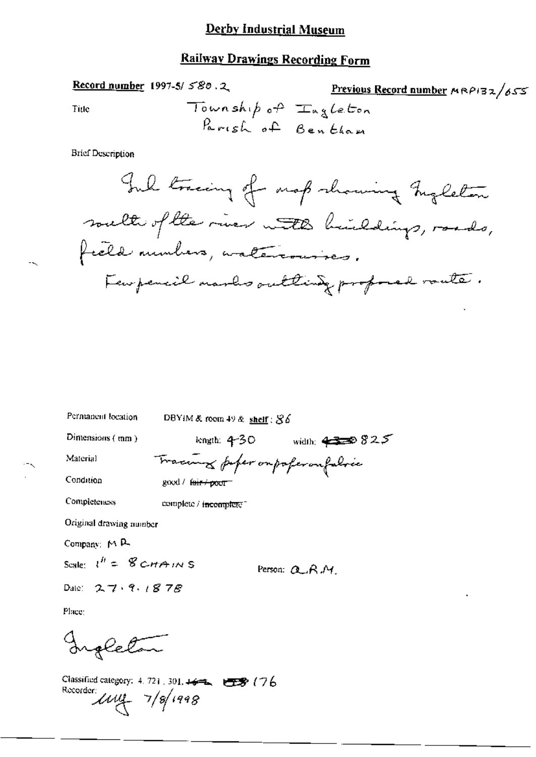# Derby Industrial Museum

## Railway Drawings Recording Form

**Record number** 1997-5/ 580.2

**Previous Record number** MRP132/655

Title: Township of Ingleton
Parish of Bentham

Brief Description

Ink tracing of map showing Ingleton south of the river with buildings, roads, field numbers, watercourses.
Few pencil marks outlining proposed route.

Permanent location: DBYIM & room 49 & **shelf**: 86

Dimensions (mm): length: 430 width: ~~430~~ 825

Material: Tracing paper on paper on fabric

Condition: good / ~~fair / poor~~

Completeness: complete / ~~incomplete~~

Original drawing number

Company: MR

Scale: 1" = 8 CHAINS

Person: Q.R.M.

Date: 27.9.1878

Place:

Ingleton

Classified category: 4. 721, 301. ~~165~~ ~~158~~ 176

Recorder: ULL 7/8/1998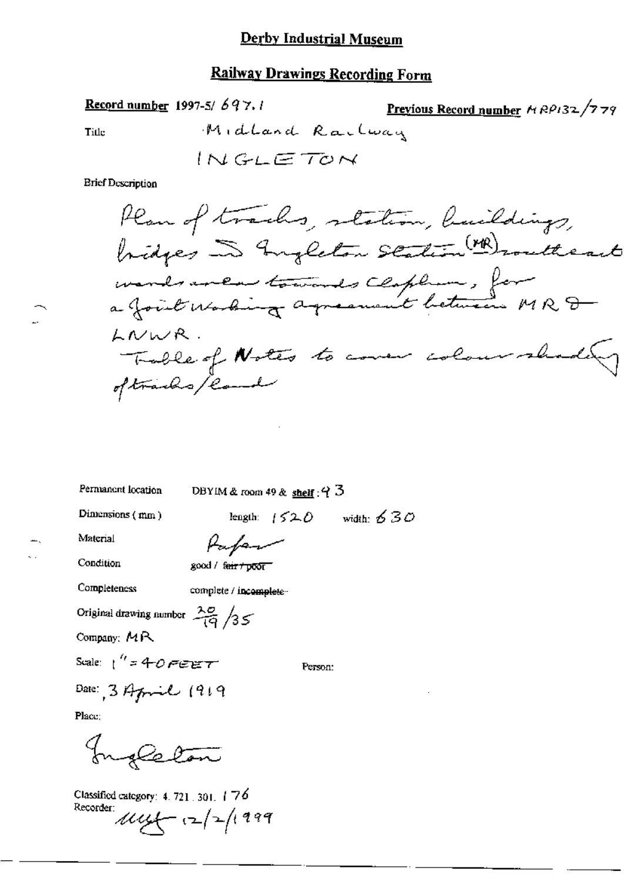# Derby Industrial Museum

## Railway Drawings Recording Form

**Record number** 1997-5/ 697.1

**Previous Record number** MRP132/779

Title: Midland Railway

INGLETON

Brief Description

Plan of tracks, station, buildings, bridges in Ingleton Station (MR) southeastwards area towards Clapham, for a Joint Working agreement between MR & LNWR.
Table of Notes to cover colour shading of tracks/land

Permanent location: DBYIM & room 49 & **shelf**: 43

Dimensions (mm): length: 1520 width: 630

Material: Paper

Condition: good / ~~fair / poor~~

Completeness: complete / ~~incomplete~~

Original drawing number: 20/19 /35

Company: MR

Scale: 1" = 40 FEET

Person:

Date: 3 April 1919

Place:

Ingleton

Classified category: 4. 721. 301. 176

Recorder: MMF 12/2/1999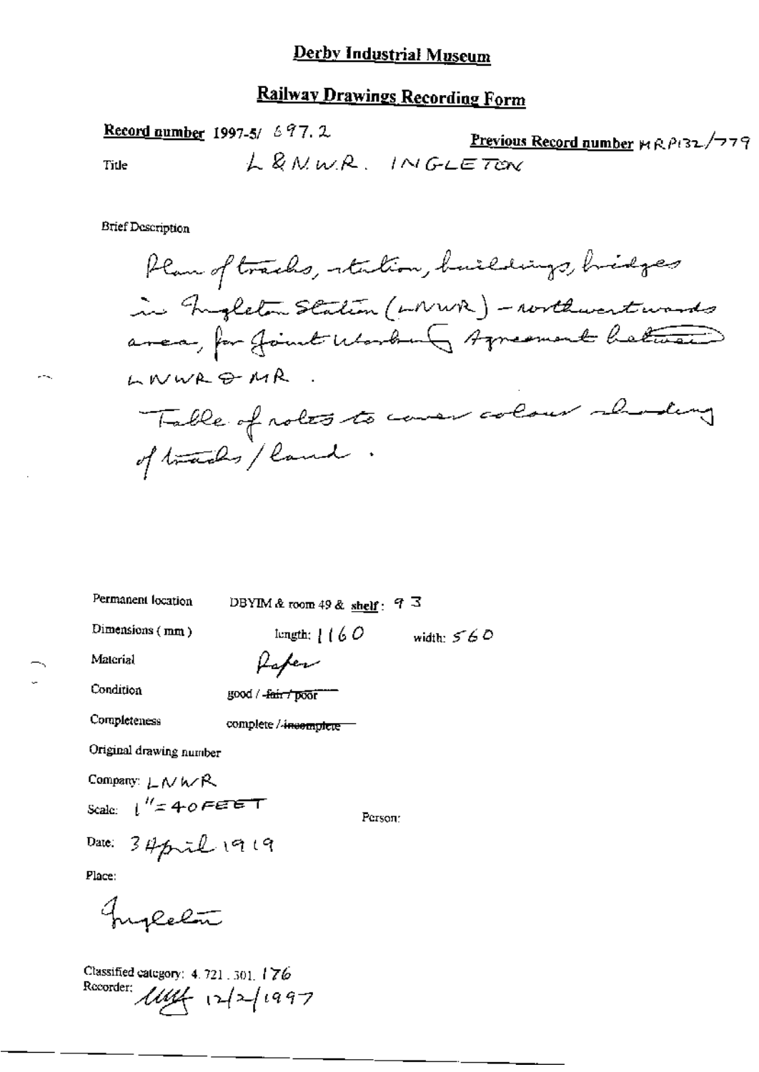# Derby Industrial Museum

## Railway Drawings Recording Form

**Record number** 1997-5/ 697.2

**Previous Record number** MRP132/779

Title L&N.W.R. INGLETON

Brief Description

Plan of tracks, station, buildings, bridges in Ingleton Station (LNWR) - northwestwards area, for Joint Working Agreement between LNWR & MR.

Table of notes to cover colour shading of tracks / land.

Permanent location DBYIM & room 49 & **shelf**: 93

Dimensions (mm) length: 1160 width: 560

Material Paper

Condition good / ~~fair / poor~~

Completeness complete / ~~incomplete~~

Original drawing number

Company: LNWR

Scale: 1" = 40 FEET

Person:

Date: 3 April 1919

Place:

Ingleton

Classified category: 4.721.301.176

Recorder: [signature] 12/2/1997